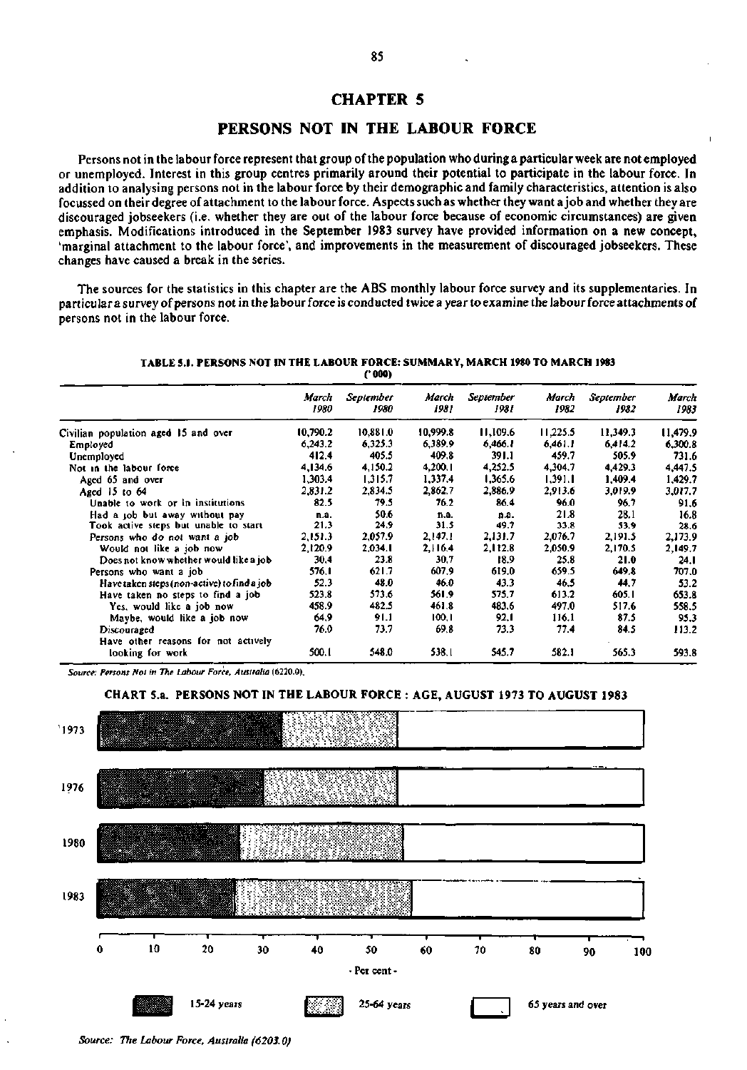# CHAPTER 5

## PERSONS NOT IN THE LABOUR FORCE

Persons not in the labour force represent that group of the population who during a particular week are not employed or unemployed. Interest in this group centres primarily around their potential to participate in the labour force. In addition to analysing persons not in the labour force by their demographic and family characteristics, attention is also focussed on their degree of attachment to the labour force. Aspects such as whether they want a job and whether they are discouraged jobseekers (i.e. whether they are out of the labour force because of economic circumstances) are given emphasis. Modifications introduced in the September 1983 survey have provided information on a new concept, 'marginal attachment to the labour force', and improvements in the measurement of discouraged jobseekers. These changes have caused a break in the series.

The sources for the statistics in this chapter are the ABS monthly labour force survey and its supplementaries. In particular a survey of persons not in the labour force is conducted twice a year to examine the labour force attachments of persons not in the labour force.

**TABLE 5.1. PERSONS NOT IN THE LABOUR FORCE: SUMMARY, MARCH 1980 TO MARCH 1983**
**('000)**

| | *March 1980* | *September 1980* | *March 1981* | *September 1981* | *March 1982* | *September 1982* | *March 1983* |
|---|---|---|---|---|---|---|---|
| Civilian population aged 15 and over | 10,790.2 | 10,881.0 | 10,999.8 | 11,109.6 | 11,225.5 | 11,349.3 | 11,479.9 |
| Employed | 6,243.2 | 6,325.3 | 6,389.9 | 6,466.1 | 6,461.1 | 6,414.2 | 6,300.8 |
| Unemployed | 412.4 | 405.5 | 409.8 | 391.1 | 459.7 | 505.9 | 731.6 |
| Not in the labour force | 4,134.6 | 4,150.2 | 4,200.1 | 4,252.5 | 4,304.7 | 4,429.3 | 4,447.5 |
| Aged 65 and over | 1,303.4 | 1,315.7 | 1,337.4 | 1,365.6 | 1,391.1 | 1,409.4 | 1,429.7 |
| Aged 15 to 64 | 2,831.2 | 2,834.5 | 2,862.7 | 2,886.9 | 2,913.6 | 3,019.9 | 3,017.7 |
| Unable to work or in institutions | 82.5 | 79.5 | 76.2 | 86.4 | 96.0 | 96.7 | 91.6 |
| Had a job but away without pay | n.a. | 50.6 | n.a. | n.a. | 21.8 | 28.1 | 16.8 |
| Took active steps but unable to start | 21.3 | 24.9 | 31.5 | 49.7 | 33.8 | 53.9 | 28.6 |
| Persons who do not want a job | 2,151.3 | 2,057.9 | 2,147.1 | 2,131.7 | 2,076.7 | 2,191.5 | 2,173.9 |
| Would not like a job now | 2,120.9 | 2,034.1 | 2,116.4 | 2,112.8 | 2,050.9 | 2,170.5 | 2,149.7 |
| Does not know whether would like a job | 30.4 | 23.8 | 30.7 | 18.9 | 25.8 | 21.0 | 24.1 |
| Persons who want a job | 576.1 | 621.7 | 607.9 | 619.0 | 659.5 | 649.8 | 707.0 |
| Have taken steps (non-active) to find a job | 52.3 | 48.0 | 46.0 | 43.3 | 46.5 | 44.7 | 53.2 |
| Have taken no steps to find a job | 523.8 | 573.6 | 561.9 | 575.7 | 613.2 | 605.1 | 653.8 |
| Yes, would like a job now | 458.9 | 482.5 | 461.8 | 483.6 | 497.0 | 517.6 | 558.5 |
| Maybe, would like a job now | 64.9 | 91.1 | 100.1 | 92.1 | 116.1 | 87.5 | 95.3 |
| Discouraged | 76.0 | 73.7 | 69.8 | 73.3 | 77.4 | 84.5 | 113.2 |
| Have other reasons for not actively looking for work | 500.1 | 548.0 | 538.1 | 545.7 | 582.1 | 565.3 | 593.8 |

*Source: Persons Not in The Labour Force, Australia (6220.0).*

**CHART 5.a. PERSONS NOT IN THE LABOUR FORCE : AGE, AUGUST 1973 TO AUGUST 1983**

*Source: The Labour Force, Australia (6203.0)*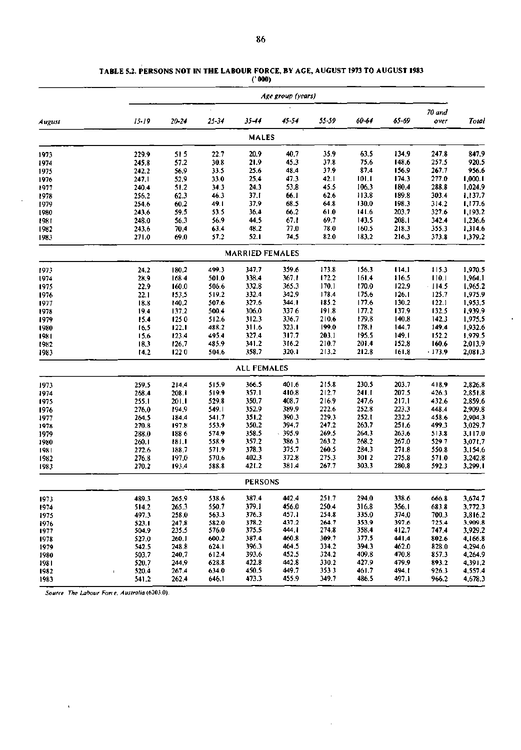**TABLE 5.2. PERSONS NOT IN THE LABOUR FORCE, BY AGE, AUGUST 1973 TO AUGUST 1983**

('000)

| August | Age group (years) | | | | | | | | | |
|---|---|---|---|---|---|---|---|---|---|---|
| | 15-19 | 20-24 | 25-34 | 35-44 | 45-54 | 55-59 | 60-64 | 65-69 | 70 and over | Total |
| **MALES** | | | | | | | | | | |
| 1973 | 229.9 | 51.5 | 22.7 | 20.9 | 40.7 | 35.9 | 63.5 | 134.9 | 247.8 | 847.9 |
| 1974 | 245.8 | 57.2 | 30.8 | 21.9 | 45.3 | 37.8 | 75.6 | 148.6 | 257.5 | 920.5 |
| 1975 | 242.2 | 56.9 | 33.5 | 25.6 | 48.4 | 37.9 | 87.4 | 156.9 | 267.7 | 956.6 |
| 1976 | 247.1 | 52.9 | 33.0 | 25.4 | 47.3 | 42.1 | 101.1 | 174.3 | 277.0 | 1,000.1 |
| 1977 | 240.4 | 51.2 | 34.3 | 24.3 | 53.8 | 45.5 | 106.3 | 180.4 | 288.8 | 1,024.9 |
| 1978 | 256.2 | 62.3 | 46.3 | 37.1 | 66.1 | 62.6 | 113.8 | 189.8 | 303.4 | 1,137.7 |
| 1979 | 254.6 | 60.2 | 49.1 | 37.9 | 68.5 | 64.8 | 130.0 | 198.3 | 314.2 | 1,177.6 |
| 1980 | 243.6 | 59.5 | 53.5 | 36.4 | 66.2 | 61.0 | 141.6 | 203.7 | 327.6 | 1,193.2 |
| 1981 | 248.0 | 56.3 | 56.9 | 44.5 | 67.1 | 69.7 | 143.5 | 208.1 | 342.4 | 1,236.6 |
| 1982 | 243.6 | 70.4 | 63.4 | 48.2 | 77.0 | 78.0 | 160.5 | 218.3 | 355.3 | 1,314.6 |
| 1983 | 271.0 | 69.0 | 57.2 | 52.1 | 74.5 | 82.0 | 183.2 | 216.3 | 373.8 | 1,379.2 |
| **MARRIED FEMALES** | | | | | | | | | | |
| 1973 | 24.2 | 180.2 | 499.3 | 347.7 | 359.6 | 173.8 | 156.3 | 114.1 | 115.3 | 1,970.5 |
| 1974 | 28.9 | 168.4 | 501.0 | 338.4 | 367.1 | 172.2 | 161.4 | 116.5 | 110.1 | 1,964.1 |
| 1975 | 22.9 | 160.0 | 506.6 | 332.8 | 365.3 | 170.1 | 170.0 | 122.9 | 114.5 | 1,965.2 |
| 1976 | 22.1 | 153.5 | 519.2 | 332.4 | 342.9 | 178.4 | 175.6 | 126.1 | 125.7 | 1,975.9 |
| 1977 | 18.8 | 140.2 | 507.6 | 327.6 | 344.1 | 185.2 | 177.6 | 130.2 | 122.1 | 1,953.5 |
| 1978 | 19.4 | 137.2 | 500.4 | 306.0 | 337.6 | 191.8 | 177.2 | 137.9 | 132.5 | 1,939.9 |
| 1979 | 15.4 | 125.0 | 512.6 | 312.3 | 336.7 | 210.6 | 179.8 | 140.8 | 142.3 | 1,975.5 |
| 1980 | 16.5 | 122.1 | 488.2 | 311.6 | 323.1 | 199.0 | 178.1 | 144.7 | 149.4 | 1,932.6 |
| 1981 | 15.6 | 123.4 | 495.4 | 327.4 | 317.7 | 203.1 | 195.5 | 149.1 | 152.2 | 1,979.5 |
| 1982 | 18.3 | 126.7 | 485.9 | 341.2 | 316.2 | 210.7 | 201.4 | 152.8 | 160.6 | 2,013.9 |
| 1983 | 14.2 | 122.0 | 504.6 | 358.7 | 320.1 | 213.2 | 212.8 | 161.8 | 173.9 | 2,081.3 |
| **ALL FEMALES** | | | | | | | | | | |
| 1973 | 259.5 | 214.4 | 515.9 | 366.5 | 401.6 | 215.8 | 230.5 | 203.7 | 418.9 | 2,826.8 |
| 1974 | 268.4 | 208.1 | 519.9 | 357.1 | 410.8 | 212.7 | 241.1 | 207.5 | 426.3 | 2,851.8 |
| 1975 | 255.1 | 201.1 | 529.8 | 350.7 | 408.7 | 216.9 | 247.6 | 217.1 | 432.6 | 2,859.6 |
| 1976 | 276.0 | 194.9 | 549.1 | 352.9 | 389.9 | 222.6 | 252.8 | 223.3 | 448.4 | 2,909.8 |
| 1977 | 264.5 | 184.4 | 541.7 | 351.2 | 390.3 | 229.3 | 252.1 | 232.2 | 458.6 | 2,904.3 |
| 1978 | 270.8 | 197.8 | 553.9 | 350.2 | 394.7 | 247.2 | 263.7 | 251.6 | 499.3 | 3,029.7 |
| 1979 | 288.0 | 188.6 | 574.9 | 358.5 | 395.9 | 269.5 | 264.3 | 263.6 | 513.8 | 3,117.0 |
| 1980 | 260.1 | 181.1 | 558.9 | 357.2 | 386.3 | 263.2 | 268.2 | 267.0 | 529.7 | 3,071.7 |
| 1981 | 272.6 | 188.7 | 571.9 | 378.3 | 375.7 | 260.5 | 284.3 | 271.8 | 550.8 | 3,154.6 |
| 1982 | 276.8 | 197.0 | 570.6 | 402.3 | 372.8 | 275.3 | 301.2 | 275.8 | 571.0 | 3,242.8 |
| 1983 | 270.2 | 193.4 | 588.8 | 421.2 | 381.4 | 267.7 | 303.3 | 280.8 | 592.3 | 3,299.1 |
| **PERSONS** | | | | | | | | | | |
| 1973 | 489.3 | 265.9 | 538.6 | 387.4 | 442.4 | 251.7 | 294.0 | 338.6 | 666.8 | 3,674.7 |
| 1974 | 514.2 | 265.3 | 550.7 | 379.1 | 456.0 | 250.4 | 316.8 | 356.1 | 683.8 | 3,772.3 |
| 1975 | 497.3 | 258.0 | 563.3 | 376.3 | 457.1 | 254.8 | 335.0 | 374.0 | 700.3 | 3,816.2 |
| 1976 | 523.1 | 247.8 | 582.0 | 378.2 | 437.2 | 264.7 | 353.9 | 397.6 | 725.4 | 3,909.8 |
| 1977 | 504.9 | 235.5 | 576.0 | 375.5 | 444.1 | 274.8 | 358.4 | 412.7 | 747.4 | 3,929.2 |
| 1978 | 527.0 | 260.1 | 600.2 | 387.4 | 460.8 | 309.7 | 377.5 | 441.4 | 802.6 | 4,166.8 |
| 1979 | 542.5 | 248.8 | 624.1 | 396.3 | 464.5 | 334.2 | 394.3 | 462.0 | 828.0 | 4,294.6 |
| 1980 | 503.7 | 240.7 | 612.4 | 393.6 | 452.5 | 324.2 | 409.8 | 470.8 | 857.3 | 4,264.9 |
| 1981 | 520.7 | 244.9 | 628.8 | 422.8 | 442.8 | 330.2 | 427.9 | 479.9 | 893.2 | 4,391.2 |
| 1982 | 520.4 | 267.4 | 634.0 | 450.5 | 449.7 | 353.3 | 461.7 | 494.1 | 926.3 | 4,557.4 |
| 1983 | 541.2 | 262.4 | 646.1 | 473.3 | 455.9 | 349.7 | 486.5 | 497.1 | 966.2 | 4,678.3 |

*Source: The Labour Force, Australia (6203.0).*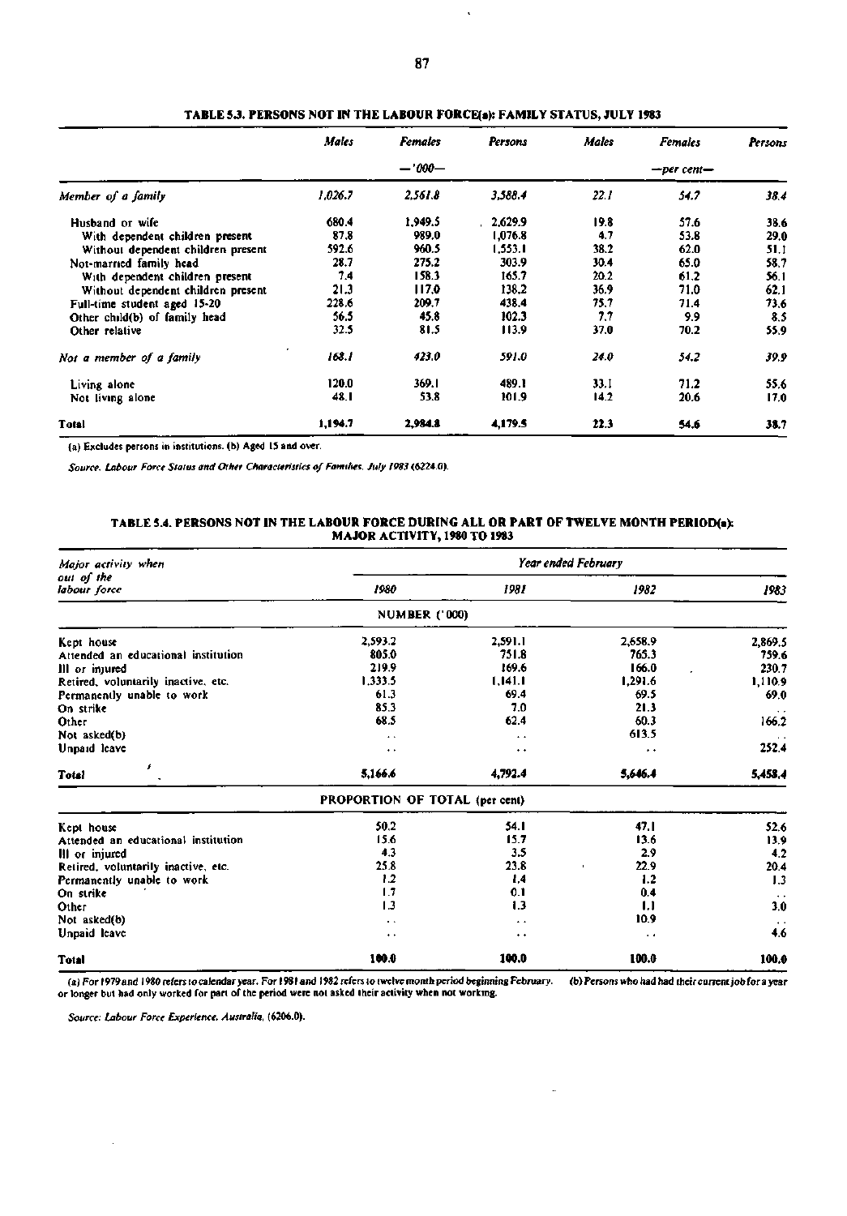#### TABLE 5.3. PERSONS NOT IN THE LABOUR FORCE(a): FAMILY STATUS, JULY 1983

| | Males | Females | Persons | Males | Females | Persons |
|---|---|---|---|---|---|---|
| | | —'000— | | | —per cent— | |
| *Member of a family* | *1,026.7* | *2,561.8* | *3,588.4* | *22.1* | *54.7* | *38.4* |
| Husband or wife | 680.4 | 1,949.5 | 2,629.9 | 19.8 | 57.6 | 38.6 |
| With dependent children present | 87.8 | 989.0 | 1,076.8 | 4.7 | 53.8 | 29.0 |
| Without dependent children present | 592.6 | 960.5 | 1,553.1 | 38.2 | 62.0 | 51.1 |
| Not-married family head | 28.7 | 275.2 | 303.9 | 30.4 | 65.0 | 58.7 |
| With dependent children present | 7.4 | 158.3 | 165.7 | 20.2 | 61.2 | 56.1 |
| Without dependent children present | 21.3 | 117.0 | 138.2 | 36.9 | 71.0 | 62.1 |
| Full-time student aged 15-20 | 228.6 | 209.7 | 438.4 | 75.7 | 71.4 | 73.6 |
| Other child(b) of family head | 56.5 | 45.8 | 102.3 | 7.7 | 9.9 | 8.5 |
| Other relative | 32.5 | 81.5 | 113.9 | 37.0 | 70.2 | 55.9 |
| *Not a member of a family* | *168.1* | *423.0* | *591.0* | *24.0* | *54.2* | *39.9* |
| Living alone | 120.0 | 369.1 | 489.1 | 33.1 | 71.2 | 55.6 |
| Not living alone | 48.1 | 53.8 | 101.9 | 14.2 | 20.6 | 17.0 |
| **Total** | **1,194.7** | **2,984.8** | **4,179.5** | **22.3** | **54.6** | **38.7** |

(a) Excludes persons in institutions. (b) Aged 15 and over.

*Source: Labour Force Status and Other Characteristics of Families, July 1983 (6224.0).*

#### TABLE 5.4. PERSONS NOT IN THE LABOUR FORCE DURING ALL OR PART OF TWELVE MONTH PERIOD(a): MAJOR ACTIVITY, 1980 TO 1983

| Major activity when out of the labour force | Year ended February | | | |
|---|---|---|---|---|
| | 1980 | 1981 | 1982 | 1983 |
| | NUMBER ('000) | | | |
| Kept house | 2,593.2 | 2,591.1 | 2,658.9 | 2,869.5 |
| Attended an educational institution | 805.0 | 751.8 | 765.3 | 759.6 |
| Ill or injured | 219.9 | 169.6 | 166.0 | 230.7 |
| Retired, voluntarily inactive, etc. | 1,333.5 | 1,141.1 | 1,291.6 | 1,110.9 |
| Permanently unable to work | 61.3 | 69.4 | 69.5 | 69.0 |
| On strike | 85.3 | 7.0 | 21.3 | . . |
| Other | 68.5 | 62.4 | 60.3 | 166.2 |
| Not asked(b) | . . | . . | 613.5 | . . |
| Unpaid leave | . . | . . | . . | 252.4 |
| **Total** | **5,166.6** | **4,792.4** | **5,646.4** | **5,458.4** |
| | PROPORTION OF TOTAL (per cent) | | | |
| Kept house | 50.2 | 54.1 | 47.1 | 52.6 |
| Attended an educational institution | 15.6 | 15.7 | 13.6 | 13.9 |
| Ill or injured | 4.3 | 3.5 | 2.9 | 4.2 |
| Retired, voluntarily inactive, etc. | 25.8 | 23.8 | 22.9 | 20.4 |
| Permanently unable to work | 1.2 | 1.4 | 1.2 | 1.3 |
| On strike | 1.7 | 0.1 | 0.4 | . . |
| Other | 1.3 | 1.3 | 1.1 | 3.0 |
| Not asked(b) | . . | . . | 10.9 | . . |
| Unpaid leave | . . | . . | . . | 4.6 |
| **Total** | **100.0** | **100.0** | **100.0** | **100.0** |

(a) For 1979 and 1980 refers to calendar year. For 1981 and 1982 refers to twelve month period beginning February. (b) Persons who had had their current job for a year or longer but had only worked for part of the period were not asked their activity when not working.

*Source: Labour Force Experience, Australia, (6206.0).*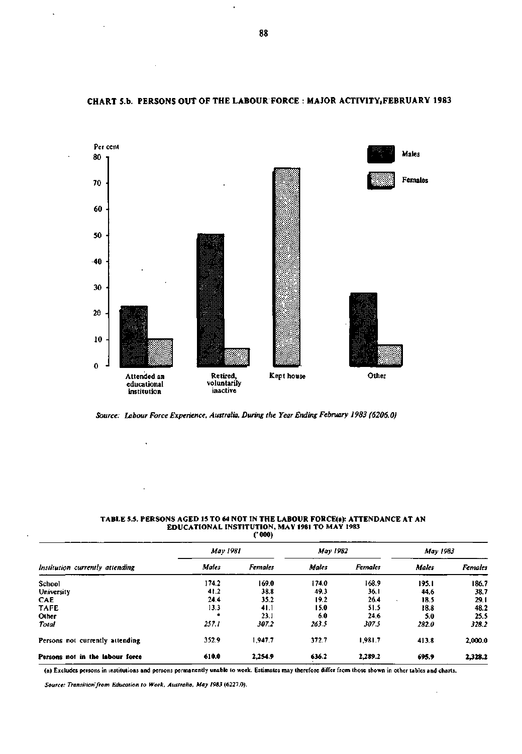**CHART 5.b. PERSONS OUT OF THE LABOUR FORCE : MAJOR ACTIVITY, FEBRUARY 1983**

*Source: Labour Force Experience, Australia, During the Year Ending February 1983 (6206.0)*

**TABLE 5.5. PERSONS AGED 15 TO 64 NOT IN THE LABOUR FORCE(a): ATTENDANCE AT AN EDUCATIONAL INSTITUTION, MAY 1981 TO MAY 1983**
**('000)**

| Institution currently attending | May 1981 | | May 1982 | | May 1983 | |
|---|---|---|---|---|---|---|
| | *Males* | *Females* | *Males* | *Females* | *Males* | *Females* |
| School | 174.2 | 169.0 | 174.0 | 168.9 | 195.1 | 186.7 |
| University | 41.2 | 38.8 | 49.3 | 36.1 | 44.6 | 38.7 |
| CAE | 24.4 | 35.2 | 19.2 | 26.4 | 18.5 | 29.1 |
| TAFE | 13.3 | 41.1 | 15.0 | 51.5 | 18.8 | 48.2 |
| Other | * | 23.1 | 6.0 | 24.6 | 5.0 | 25.5 |
| *Total* | *257.1* | *307.2* | *263.5* | *307.5* | *282.0* | *328.2* |
| Persons not currently attending | 352.9 | 1,947.7 | 372.7 | 1,981.7 | 413.8 | 2,000.0 |
| **Persons not in the labour force** | **610.0** | **2,254.9** | **636.2** | **2,289.2** | **695.9** | **2,328.2** |

(a) Excludes persons in institutions and persons permanently unable to work. Estimates may therefore differ from those shown in other tables and charts.

*Source: Transition from Education to Work, Australia, May 1983 (6227.0).*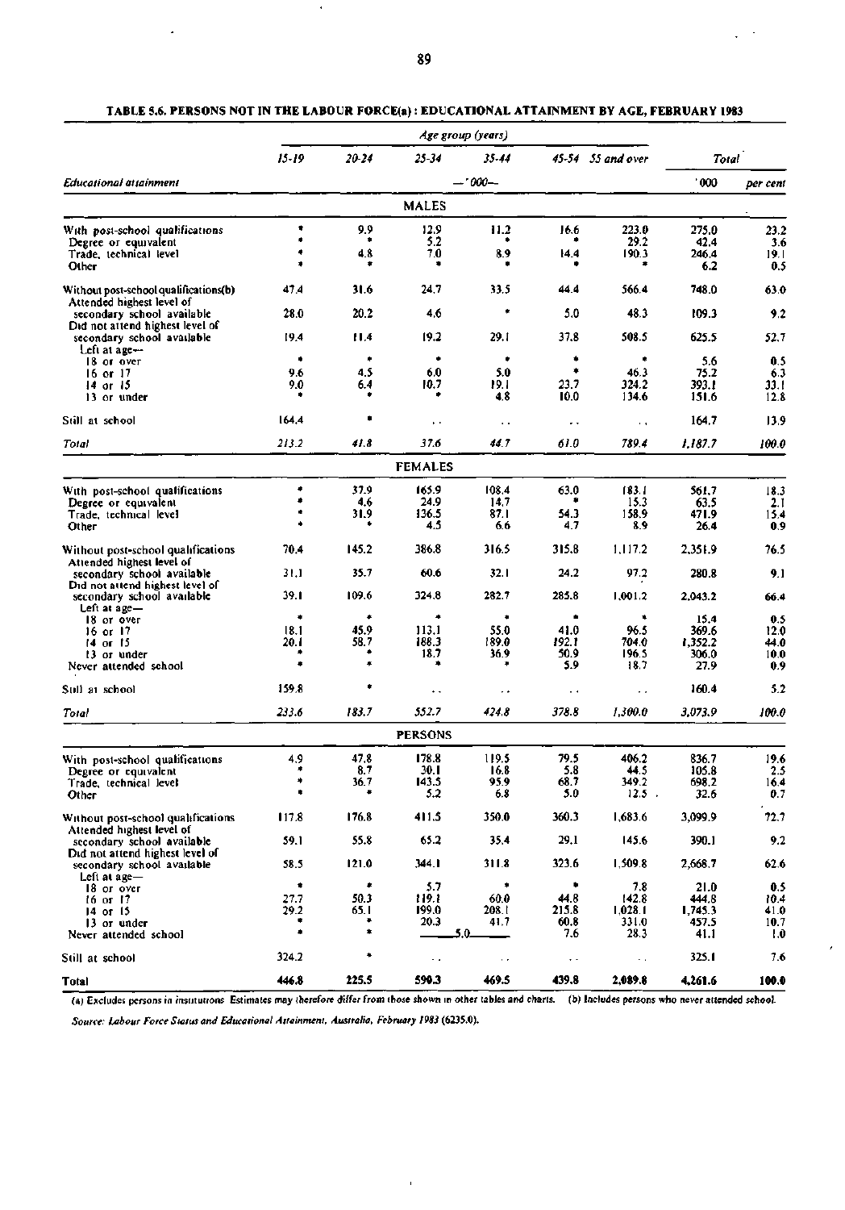**TABLE 5.6. PERSONS NOT IN THE LABOUR FORCE(a) : EDUCATIONAL ATTAINMENT BY AGE, FEBRUARY 1983**

| | Age group (years) | | | | | | | |
|---|---|---|---|---|---|---|---|---|
| | 15-19 | 20-24 | 25-34 | 35-44 | 45-54 | 55 and over | Total | |
| Educational attainment | —'000— | | | | | | '000 | per cent |
| **MALES** | | | | | | | | |
| With post-school qualifications | * | 9.9 | 12.9 | 11.2 | 16.6 | 223.0 | 275.0 | 23.2 |
| Degree or equivalent | * | * | 5.2 | * | * | 29.2 | 42.4 | 3.6 |
| Trade, technical level | * | 4.8 | 7.0 | 8.9 | 14.4 | 190.3 | 246.4 | 19.1 |
| Other | * | * | * | * | * | * | 6.2 | 0.5 |
| Without post-school qualifications(b) | 47.4 | 31.6 | 24.7 | 33.5 | 44.4 | 566.4 | 748.0 | 63.0 |
| Attended highest level of secondary school available | 28.0 | 20.2 | 4.6 | * | 5.0 | 48.3 | 109.3 | 9.2 |
| Did not attend highest level of secondary school available | 19.4 | 11.4 | 19.2 | 29.1 | 37.8 | 508.5 | 625.5 | 52.7 |
| Left at age— | | | | | | | | |
| 18 or over | * | * | * | * | * | * | 5.6 | 0.5 |
| 16 or 17 | 9.6 | 4.5 | 6.0 | 5.0 | * | 46.3 | 75.2 | 6.3 |
| 14 or 15 | 9.0 | 6.4 | 10.7 | 19.1 | 23.7 | 324.2 | 393.1 | 33.1 |
| 13 or under | * | * | * | 4.8 | 10.0 | 134.6 | 151.6 | 12.8 |
| Still at school | 164.4 | * | . . | . . | . . | . . | 164.7 | 13.9 |
| *Total* | *213.2* | *41.8* | *37.6* | *44.7* | *61.0* | *789.4* | *1,187.7* | *100.0* |
| **FEMALES** | | | | | | | | |
| With post-school qualifications | * | 37.9 | 165.9 | 108.4 | 63.0 | 183.1 | 561.7 | 18.3 |
| Degree or equivalent | * | 4.6 | 24.9 | 14.7 | * | 15.3 | 63.5 | 2.1 |
| Trade, technical level | * | 31.9 | 136.5 | 87.1 | 54.3 | 158.9 | 471.9 | 15.4 |
| Other | * | * | 4.5 | 6.6 | 4.7 | 8.9 | 26.4 | 0.9 |
| Without post-school qualifications | 70.4 | 145.2 | 386.8 | 316.5 | 315.8 | 1,117.2 | 2,351.9 | 76.5 |
| Attended highest level of secondary school available | 31.1 | 35.7 | 60.6 | 32.1 | 24.2 | 97.2 | 280.8 | 9.1 |
| Did not attend highest level of secondary school available | 39.1 | 109.6 | 324.8 | 282.7 | 285.8 | 1,001.2 | 2,043.2 | 66.4 |
| Left at age— | | | | | | | | |
| 18 or over | * | * | * | * | * | * | 15.4 | 0.5 |
| 16 or 17 | 18.1 | 45.9 | 113.1 | 55.0 | 41.0 | 96.5 | 369.6 | 12.0 |
| 14 or 15 | 20.1 | 58.7 | 188.3 | 189.0 | 192.1 | 704.0 | 1,352.2 | 44.0 |
| 13 or under | * | * | 18.7 | 36.9 | 50.9 | 196.5 | 306.0 | 10.0 |
| Never attended school | * | * | * | * | 5.9 | 18.7 | 27.9 | 0.9 |
| Still at school | 159.8 | * | . . | . . | . . | . . | 160.4 | 5.2 |
| *Total* | *233.6* | *183.7* | *552.7* | *424.8* | *378.8* | *1,300.0* | *3,073.9* | *100.0* |
| **PERSONS** | | | | | | | | |
| With post-school qualifications | 4.9 | 47.8 | 178.8 | 119.5 | 79.5 | 406.2 | 836.7 | 19.6 |
| Degree or equivalent | * | 8.7 | 30.1 | 16.8 | 5.8 | 44.5 | 105.8 | 2.5 |
| Trade, technical level | * | 36.7 | 143.5 | 95.9 | 68.7 | 349.2 | 698.2 | 16.4 |
| Other | * | * | 5.2 | 6.8 | 5.0 | 12.5 | 32.6 | 0.7 |
| Without post-school qualifications | 117.8 | 176.8 | 411.5 | 350.0 | 360.3 | 1,683.6 | 3,099.9 | 72.7 |
| Attended highest level of secondary school available | 59.1 | 55.8 | 65.2 | 35.4 | 29.1 | 145.6 | 390.1 | 9.2 |
| Did not attend highest level of secondary school available | 58.5 | 121.0 | 344.1 | 311.8 | 323.6 | 1,509.8 | 2,668.7 | 62.6 |
| Left at age— | | | | | | | | |
| 18 or over | * | * | 5.7 | * | * | 7.8 | 21.0 | 0.5 |
| 16 or 17 | 27.7 | 50.3 | 119.1 | 60.0 | 44.8 | 142.8 | 444.8 | 10.4 |
| 14 or 15 | 29.2 | 65.1 | 199.0 | 208.1 | 215.8 | 1,028.1 | 1,745.3 | 41.0 |
| 13 or under | * | * | 20.3 | 41.7 | 60.8 | 331.0 | 457.5 | 10.7 |
| Never attended school | * | * | 5.0 (25-44) | | 7.6 | 28.3 | 41.1 | 1.0 |
| Still at school | 324.2 | * | . . | . . | . . | . . | 325.1 | 7.6 |
| **Total** | **446.8** | **225.5** | **590.3** | **469.5** | **439.8** | **2,089.8** | **4,261.6** | **100.0** |

(a) Excludes persons in institutions. Estimates may therefore differ from those shown in other tables and charts. (b) Includes persons who never attended school.

*Source: Labour Force Status and Educational Attainment, Australia, February 1983 (6235.0).*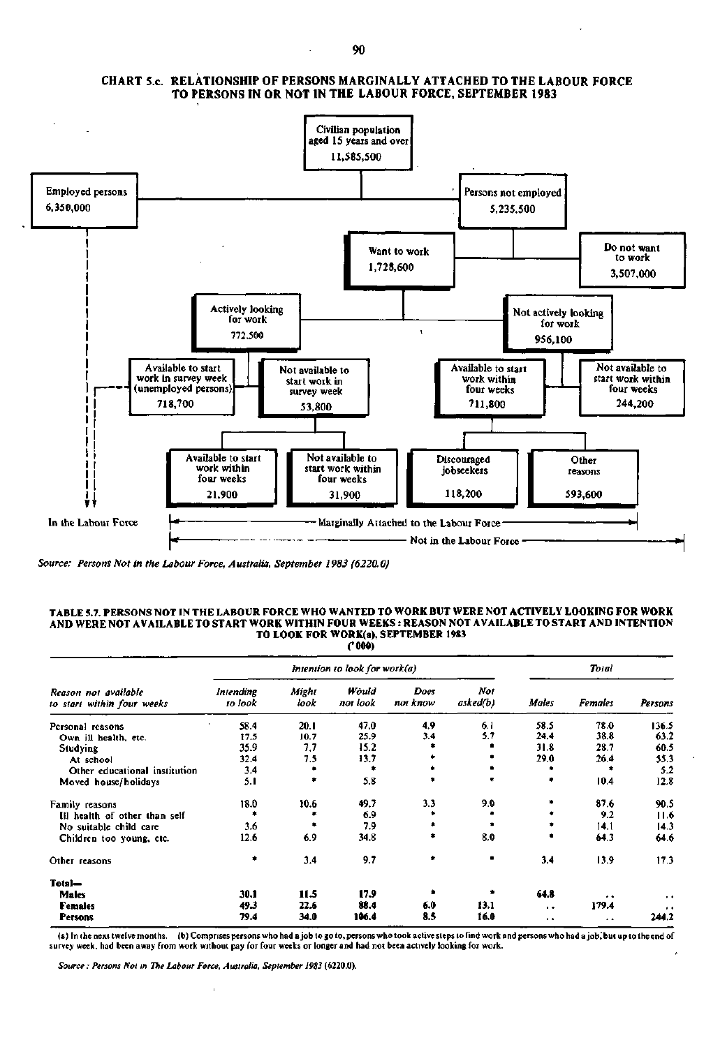## CHART 5.c. RELATIONSHIP OF PERSONS MARGINALLY ATTACHED TO THE LABOUR FORCE TO PERSONS IN OR NOT IN THE LABOUR FORCE, SEPTEMBER 1983

Civilian population aged 15 years and over 11,585,500

- Employed persons 6,350,000
- Persons not employed 5,235,500
  - Want to work 1,728,600
    - Actively looking for work 772,500
      - Available to start work in survey week (unemployed persons) 718,700
      - Not available to start work in survey week 53,800
        - Available to start work within four weeks 21,900
        - Not available to start work within four weeks 31,900
    - Not actively looking for work 956,100
      - Available to start work within four weeks 711,800
        - Discouraged jobseekers 118,200
        - Other reasons 593,600
      - Not available to start work within four weeks 244,200
  - Do not want to work 3,507,000

In the Labour Force — Marginally Attached to the Labour Force — Not in the Labour Force

*Source: Persons Not in the Labour Force, Australia, September 1983 (6220.0)*

## TABLE 5.7. PERSONS NOT IN THE LABOUR FORCE WHO WANTED TO WORK BUT WERE NOT ACTIVELY LOOKING FOR WORK AND WERE NOT AVAILABLE TO START WORK WITHIN FOUR WEEKS: REASON NOT AVAILABLE TO START AND INTENTION TO LOOK FOR WORK(a), SEPTEMBER 1983

('000)

| Reason not available to start within four weeks | Intention to look for work(a) | | | | | Total | | |
|---|---|---|---|---|---|---|---|---|
| | Intending to look | Might look | Would not look | Does not know | Not asked(b) | Males | Females | Persons |
| Personal reasons | 58.4 | 20.1 | 47.0 | 4.9 | 6.1 | 58.5 | 78.0 | 136.5 |
| Own ill health, etc. | 17.5 | 10.7 | 25.9 | 3.4 | 5.7 | 24.4 | 38.8 | 63.2 |
| Studying | 35.9 | 7.7 | 15.2 | * | * | 31.8 | 28.7 | 60.5 |
| At school | 32.4 | 7.5 | 13.7 | * | * | 29.0 | 26.4 | 55.3 |
| Other educational institution | 3.4 | * | * | * | * | * | * | 5.2 |
| Moved house/holidays | 5.1 | * | 5.8 | * | * | * | 10.4 | 12.8 |
| Family reasons | 18.0 | 10.6 | 49.7 | 3.3 | 9.0 | * | 87.6 | 90.5 |
| Ill health of other than self | * | * | 6.9 | * | * | * | 9.2 | 11.6 |
| No suitable child care | 3.6 | * | 7.9 | * | * | * | 14.1 | 14.3 |
| Children too young, etc. | 12.6 | 6.9 | 34.8 | * | 8.0 | * | 64.3 | 64.6 |
| Other reasons | * | 3.4 | 9.7 | * | * | 3.4 | 13.9 | 17.3 |
| **Total—** | | | | | | | | |
| **Males** | **30.1** | **11.5** | **17.9** | * | * | **64.8** | .. | .. |
| **Females** | **49.3** | **22.6** | **88.4** | **6.0** | **13.1** | .. | **179.4** | .. |
| **Persons** | **79.4** | **34.0** | **106.4** | **8.5** | **16.0** | .. | .. | **244.2** |

(a) In the next twelve months. (b) Comprises persons who had a job to go to, persons who took active steps to find work and persons who had a job, but up to the end of survey week, had been away from work without pay for four weeks or longer and had not been actively looking for work.

*Source: Persons Not in The Labour Force, Australia, September 1983 (6220.0).*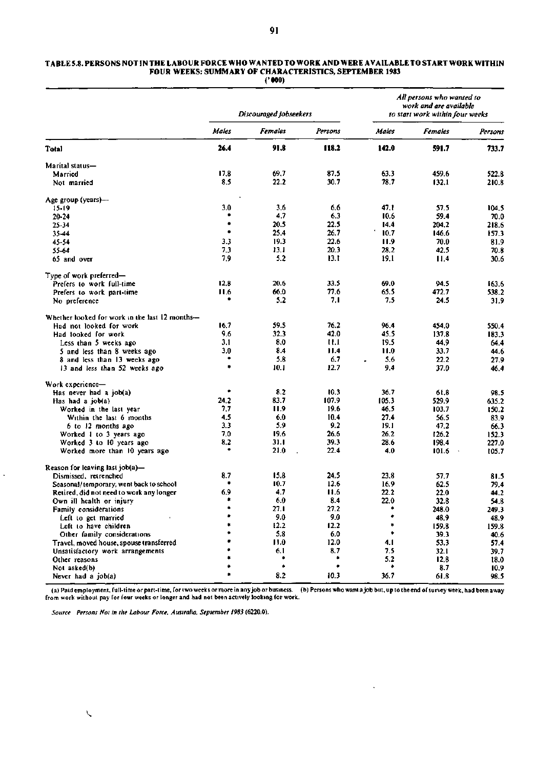**TABLE 5.8. PERSONS NOT IN THE LABOUR FORCE WHO WANTED TO WORK AND WERE AVAILABLE TO START WORK WITHIN FOUR WEEKS: SUMMARY OF CHARACTERISTICS, SEPTEMBER 1983**

('000)

| | *Discouraged jobseekers* | | | *All persons who wanted to work and are available to start work within four weeks* | | |
|---|---|---|---|---|---|---|
| | *Males* | *Females* | *Persons* | *Males* | *Females* | *Persons* |
| **Total** | **26.4** | **91.8** | **118.2** | **142.0** | **591.7** | **733.7** |
| Marital status— | | | | | | |
| Married | 17.8 | 69.7 | 87.5 | 63.3 | 459.6 | 522.8 |
| Not married | 8.5 | 22.2 | 30.7 | 78.7 | 132.1 | 210.8 |
| Age group (years)— | | | | | | |
| 15-19 | 3.0 | 3.6 | 6.6 | 47.1 | 57.5 | 104.5 |
| 20-24 | * | 4.7 | 6.3 | 10.6 | 59.4 | 70.0 |
| 25-34 | * | 20.5 | 22.5 | 14.4 | 204.2 | 218.6 |
| 35-44 | * | 25.4 | 26.7 | 10.7 | 146.6 | 157.3 |
| 45-54 | 3.3 | 19.3 | 22.6 | 11.9 | 70.0 | 81.9 |
| 55-64 | 7.3 | 13.1 | 20.3 | 28.2 | 42.5 | 70.8 |
| 65 and over | 7.9 | 5.2 | 13.1 | 19.1 | 11.4 | 30.6 |
| Type of work preferred— | | | | | | |
| Prefers to work full-time | 12.8 | 20.6 | 33.5 | 69.0 | 94.5 | 163.6 |
| Prefers to work part-time | 11.6 | 66.0 | 77.6 | 65.5 | 472.7 | 538.2 |
| No preference | * | 5.2 | 7.1 | 7.5 | 24.5 | 31.9 |
| Whether looked for work in the last 12 months— | | | | | | |
| Had not looked for work | 16.7 | 59.5 | 76.2 | 96.4 | 454.0 | 550.4 |
| Had looked for work | 9.6 | 32.3 | 42.0 | 45.5 | 137.8 | 183.3 |
| Less than 5 weeks ago | 3.1 | 8.0 | 11.1 | 19.5 | 44.9 | 64.4 |
| 5 and less than 8 weeks ago | 3.0 | 8.4 | 11.4 | 11.0 | 33.7 | 44.6 |
| 8 and less than 13 weeks ago | * | 5.8 | 6.7 | 5.6 | 22.2 | 27.9 |
| 13 and less than 52 weeks ago | * | 10.1 | 12.7 | 9.4 | 37.0 | 46.4 |
| Work experience— | | | | | | |
| Has never had a job(a) | * | 8.2 | 10.3 | 36.7 | 61.8 | 98.5 |
| Has had a job(a) | 24.2 | 83.7 | 107.9 | 105.3 | 529.9 | 635.2 |
| Worked in the last year | 7.7 | 11.9 | 19.6 | 46.5 | 103.7 | 150.2 |
| Within the last 6 months | 4.5 | 6.0 | 10.4 | 27.4 | 56.5 | 83.9 |
| 6 to 12 months ago | 3.3 | 5.9 | 9.2 | 19.1 | 47.2 | 66.3 |
| Worked 1 to 3 years ago | 7.0 | 19.6 | 26.6 | 26.2 | 126.2 | 152.3 |
| Worked 3 to 10 years ago | 8.2 | 31.1 | 39.3 | 28.6 | 198.4 | 227.0 |
| Worked more than 10 years ago | * | 21.0 | 22.4 | 4.0 | 101.6 | 105.7 |
| Reason for leaving last job(a)— | | | | | | |
| Dismissed, retrenched | 8.7 | 15.8 | 24.5 | 23.8 | 57.7 | 81.5 |
| Seasonal/temporary, went back to school | * | 10.7 | 12.6 | 16.9 | 62.5 | 79.4 |
| Retired, did not need to work any longer | 6.9 | 4.7 | 11.6 | 22.2 | 22.0 | 44.2 |
| Own ill health or injury | * | 6.0 | 8.4 | 22.0 | 32.8 | 54.8 |
| Family considerations | * | 27.1 | 27.2 | * | 248.0 | 249.3 |
| Left to get married | * | 9.0 | 9.0 | * | 48.9 | 48.9 |
| Left to have children | * | 12.2 | 12.2 | * | 159.8 | 159.8 |
| Other family considerations | * | 5.8 | 6.0 | * | 39.3 | 40.6 |
| Travel, moved house, spouse transferred | * | 11.0 | 12.0 | 4.1 | 53.3 | 57.4 |
| Unsatisfactory work arrangements | * | 6.1 | 8.7 | 7.5 | 32.1 | 39.7 |
| Other reasons | * | * | * | 5.2 | 12.8 | 18.0 |
| Not asked(b) | * | * | * | * | 8.7 | 10.9 |
| Never had a job(a) | * | 8.2 | 10.3 | 36.7 | 61.8 | 98.5 |

(a) Paid employment, full-time or part-time, for two weeks or more in any job or business. (b) Persons who want a job but, up to the end of survey week, had been away from work without pay for four weeks or longer and had not been actively looking for work.

*Source: Persons Not in the Labour Force, Australia, September 1983* (6220.0).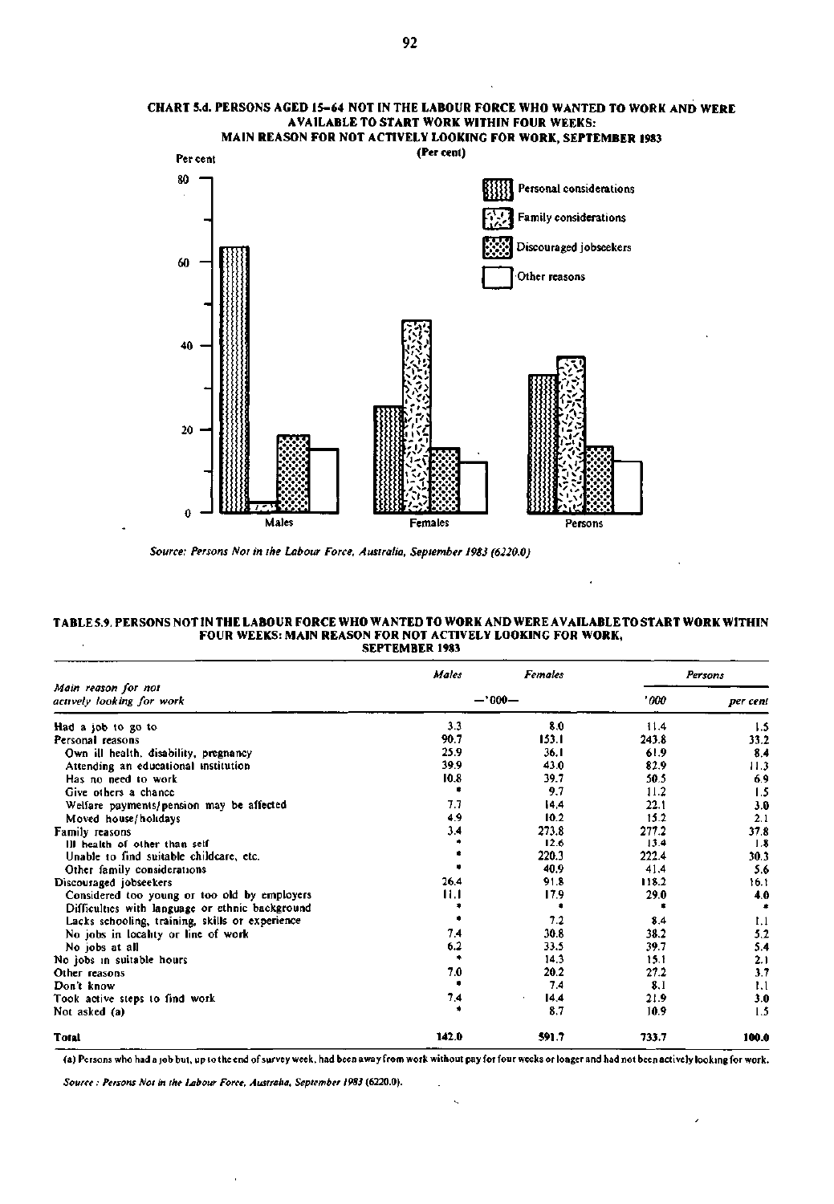**CHART 5.d. PERSONS AGED 15–64 NOT IN THE LABOUR FORCE WHO WANTED TO WORK AND WERE AVAILABLE TO START WORK WITHIN FOUR WEEKS: MAIN REASON FOR NOT ACTIVELY LOOKING FOR WORK, SEPTEMBER 1983**

(Per cent)

Per cent

80

60

40

20

0

Personal considerations

Family considerations

Discouraged jobseekers

Other reasons

Males

Females

Persons

*Source: Persons Not in the Labour Force, Australia, September 1983 (6220.0)*

**TABLE 5.9. PERSONS NOT IN THE LABOUR FORCE WHO WANTED TO WORK AND WERE AVAILABLE TO START WORK WITHIN FOUR WEEKS: MAIN REASON FOR NOT ACTIVELY LOOKING FOR WORK, SEPTEMBER 1983**

| *Main reason for not actively looking for work* | *Males* | *Females* | *Persons* | |
|---|---|---|---|---|
| | —'000— | | *'000* | *per cent* |
| Had a job to go to | 3.3 | 8.0 | 11.4 | 1.5 |
| Personal reasons | 90.7 | 153.1 | 243.8 | 33.2 |
| Own ill health, disability, pregnancy | 25.9 | 36.1 | 61.9 | 8.4 |
| Attending an educational institution | 39.9 | 43.0 | 82.9 | 11.3 |
| Has no need to work | 10.8 | 39.7 | 50.5 | 6.9 |
| Give others a chance | * | 9.7 | 11.2 | 1.5 |
| Welfare payments/pension may be affected | 7.7 | 14.4 | 22.1 | 3.0 |
| Moved house/holidays | 4.9 | 10.2 | 15.2 | 2.1 |
| Family reasons | 3.4 | 273.8 | 277.2 | 37.8 |
| Ill health of other than self | * | 12.6 | 13.4 | 1.8 |
| Unable to find suitable childcare, etc. | * | 220.3 | 222.4 | 30.3 |
| Other family considerations | * | 40.9 | 41.4 | 5.6 |
| Discouraged jobseekers | 26.4 | 91.8 | 118.2 | 16.1 |
| Considered too young or too old by employers | 11.1 | 17.9 | 29.0 | 4.0 |
| Difficulties with language or ethnic background | * | * | * | * |
| Lacks schooling, training, skills or experience | * | 7.2 | 8.4 | 1.1 |
| No jobs in locality or line of work | 7.4 | 30.8 | 38.2 | 5.2 |
| No jobs at all | 6.2 | 33.5 | 39.7 | 5.4 |
| No jobs in suitable hours | * | 14.3 | 15.1 | 2.1 |
| Other reasons | 7.0 | 20.2 | 27.2 | 3.7 |
| Don't know | * | 7.4 | 8.1 | 1.1 |
| Took active steps to find work | 7.4 | 14.4 | 21.9 | 3.0 |
| Not asked (a) | * | 8.7 | 10.9 | 1.5 |
| **Total** | **142.0** | **591.7** | **733.7** | **100.0** |

(a) Persons who had a job but, up to the end of survey week, had been away from work without pay for four weeks or longer and had not been actively looking for work.

*Source: Persons Not in the Labour Force, Australia, September 1983 (6220.0).*